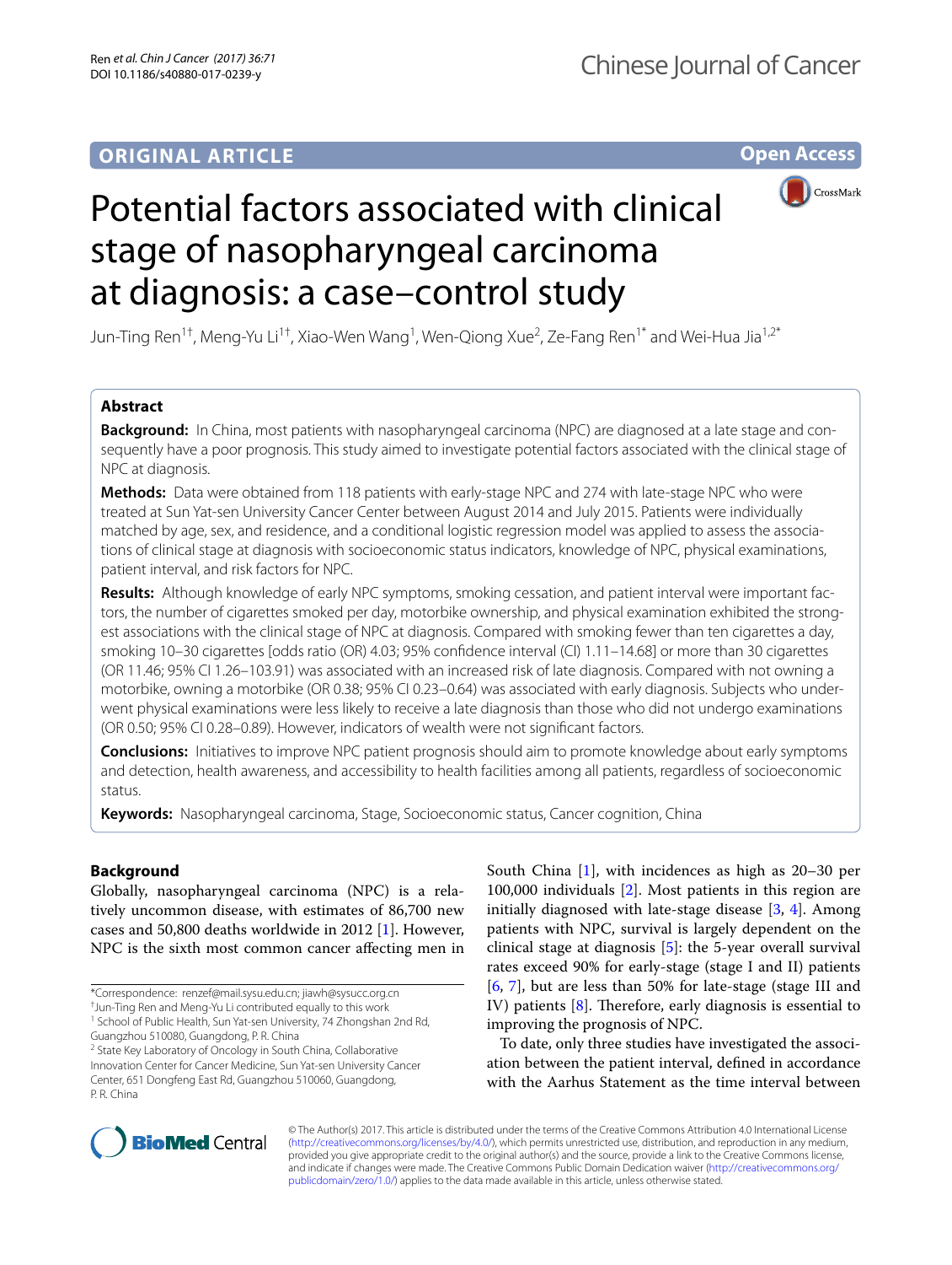ORIGINAL ARTICLE

Open Access

# Potential factors associated with clinical stage of nasopharyngeal carcinoma at diagnosis: a case–control study

Jun-Ting Ren[1†], Meng-Yu Li[1†], Xiao-Wen Wang[1], Wen-Qiong Xue[2], Ze-Fang Ren[1*] and Wei-Hua Jia[1,2*]

## Abstract

**Background:** In China, most patients with nasopharyngeal carcinoma (NPC) are diagnosed at a late stage and consequently have a poor prognosis. This study aimed to investigate potential factors associated with the clinical stage of NPC at diagnosis.

**Methods:** Data were obtained from 118 patients with early-stage NPC and 274 with late-stage NPC who were treated at Sun Yat-sen University Cancer Center between August 2014 and July 2015. Patients were individually matched by age, sex, and residence, and a conditional logistic regression model was applied to assess the associations of clinical stage at diagnosis with socioeconomic status indicators, knowledge of NPC, physical examinations, patient interval, and risk factors for NPC.

**Results:** Although knowledge of early NPC symptoms, smoking cessation, and patient interval were important factors, the number of cigarettes smoked per day, motorbike ownership, and physical examination exhibited the strongest associations with the clinical stage of NPC at diagnosis. Compared with smoking fewer than ten cigarettes a day, smoking 10–30 cigarettes [odds ratio (OR) 4.03; 95% confidence interval (CI) 1.11–14.68] or more than 30 cigarettes (OR 11.46; 95% CI 1.26–103.91) was associated with an increased risk of late diagnosis. Compared with not owning a motorbike, owning a motorbike (OR 0.38; 95% CI 0.23–0.64) was associated with early diagnosis. Subjects who underwent physical examinations were less likely to receive a late diagnosis than those who did not undergo examinations (OR 0.50; 95% CI 0.28–0.89). However, indicators of wealth were not significant factors.

**Conclusions:** Initiatives to improve NPC patient prognosis should aim to promote knowledge about early symptoms and detection, health awareness, and accessibility to health facilities among all patients, regardless of socioeconomic status.

**Keywords:** Nasopharyngeal carcinoma, Stage, Socioeconomic status, Cancer cognition, China

## Background

Globally, nasopharyngeal carcinoma (NPC) is a relatively uncommon disease, with estimates of 86,700 new cases and 50,800 deaths worldwide in 2012 [1]. However, NPC is the sixth most common cancer affecting men in South China [1], with incidences as high as 20–30 per 100,000 individuals [2]. Most patients in this region are initially diagnosed with late-stage disease [3, 4]. Among patients with NPC, survival is largely dependent on the clinical stage at diagnosis [5]: the 5-year overall survival rates exceed 90% for early-stage (stage I and II) patients [6, 7], but are less than 50% for late-stage (stage III and IV) patients [8]. Therefore, early diagnosis is essential to improving the prognosis of NPC.

To date, only three studies have investigated the association between the patient interval, defined in accordance with the Aarhus Statement as the time interval between

*Correspondence: renzef@mail.sysu.edu.cn; jiawh@sysucc.org.cn

†Jun-Ting Ren and Meng-Yu Li contributed equally to this work

[1] School of Public Health, Sun Yat-sen University, 74 Zhongshan 2nd Rd, Guangzhou 510080, Guangdong, P. R. China

[2] State Key Laboratory of Oncology in South China, Collaborative Innovation Center for Cancer Medicine, Sun Yat-sen University Cancer Center, 651 Dongfeng East Rd, Guangzhou 510060, Guangdong, P. R. China

© The Author(s) 2017. This article is distributed under the terms of the Creative Commons Attribution 4.0 International License (http://creativecommons.org/licenses/by/4.0/), which permits unrestricted use, distribution, and reproduction in any medium, provided you give appropriate credit to the original author(s) and the source, provide a link to the Creative Commons license, and indicate if changes were made. The Creative Commons Public Domain Dedication waiver (http://creativecommons.org/publicdomain/zero/1.0/) applies to the data made available in this article, unless otherwise stated.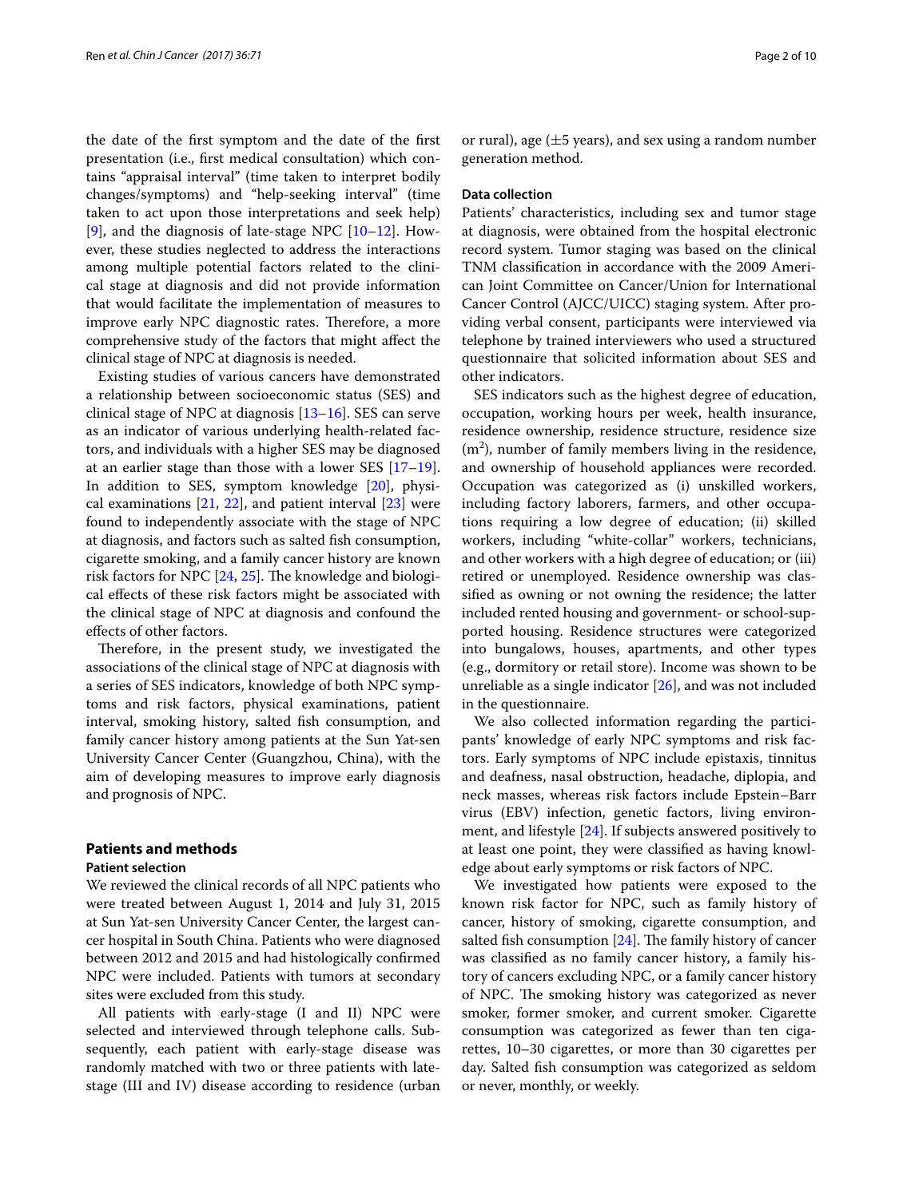the date of the first symptom and the date of the first presentation (i.e., first medical consultation) which contains "appraisal interval" (time taken to interpret bodily changes/symptoms) and "help-seeking interval" (time taken to act upon those interpretations and seek help) [9], and the diagnosis of late-stage NPC [10–12]. However, these studies neglected to address the interactions among multiple potential factors related to the clinical stage at diagnosis and did not provide information that would facilitate the implementation of measures to improve early NPC diagnostic rates. Therefore, a more comprehensive study of the factors that might affect the clinical stage of NPC at diagnosis is needed.

Existing studies of various cancers have demonstrated a relationship between socioeconomic status (SES) and clinical stage of NPC at diagnosis [13–16]. SES can serve as an indicator of various underlying health-related factors, and individuals with a higher SES may be diagnosed at an earlier stage than those with a lower SES [17–19]. In addition to SES, symptom knowledge [20], physical examinations [21, 22], and patient interval [23] were found to independently associate with the stage of NPC at diagnosis, and factors such as salted fish consumption, cigarette smoking, and a family cancer history are known risk factors for NPC [24, 25]. The knowledge and biological effects of these risk factors might be associated with the clinical stage of NPC at diagnosis and confound the effects of other factors.

Therefore, in the present study, we investigated the associations of the clinical stage of NPC at diagnosis with a series of SES indicators, knowledge of both NPC symptoms and risk factors, physical examinations, patient interval, smoking history, salted fish consumption, and family cancer history among patients at the Sun Yat-sen University Cancer Center (Guangzhou, China), with the aim of developing measures to improve early diagnosis and prognosis of NPC.

## Patients and methods

### Patient selection

We reviewed the clinical records of all NPC patients who were treated between August 1, 2014 and July 31, 2015 at Sun Yat-sen University Cancer Center, the largest cancer hospital in South China. Patients who were diagnosed between 2012 and 2015 and had histologically confirmed NPC were included. Patients with tumors at secondary sites were excluded from this study.

All patients with early-stage (I and II) NPC were selected and interviewed through telephone calls. Subsequently, each patient with early-stage disease was randomly matched with two or three patients with late-stage (III and IV) disease according to residence (urban or rural), age (±5 years), and sex using a random number generation method.

### Data collection

Patients' characteristics, including sex and tumor stage at diagnosis, were obtained from the hospital electronic record system. Tumor staging was based on the clinical TNM classification in accordance with the 2009 American Joint Committee on Cancer/Union for International Cancer Control (AJCC/UICC) staging system. After providing verbal consent, participants were interviewed via telephone by trained interviewers who used a structured questionnaire that solicited information about SES and other indicators.

SES indicators such as the highest degree of education, occupation, working hours per week, health insurance, residence ownership, residence structure, residence size ($m^2$), number of family members living in the residence, and ownership of household appliances were recorded. Occupation was categorized as (i) unskilled workers, including factory laborers, farmers, and other occupations requiring a low degree of education; (ii) skilled workers, including "white-collar" workers, technicians, and other workers with a high degree of education; or (iii) retired or unemployed. Residence ownership was classified as owning or not owning the residence; the latter included rented housing and government- or school-supported housing. Residence structures were categorized into bungalows, houses, apartments, and other types (e.g., dormitory or retail store). Income was shown to be unreliable as a single indicator [26], and was not included in the questionnaire.

We also collected information regarding the participants' knowledge of early NPC symptoms and risk factors. Early symptoms of NPC include epistaxis, tinnitus and deafness, nasal obstruction, headache, diplopia, and neck masses, whereas risk factors include Epstein–Barr virus (EBV) infection, genetic factors, living environment, and lifestyle [24]. If subjects answered positively to at least one point, they were classified as having knowledge about early symptoms or risk factors of NPC.

We investigated how patients were exposed to the known risk factor for NPC, such as family history of cancer, history of smoking, cigarette consumption, and salted fish consumption [24]. The family history of cancer was classified as no family cancer history, a family history of cancers excluding NPC, or a family cancer history of NPC. The smoking history was categorized as never smoker, former smoker, and current smoker. Cigarette consumption was categorized as fewer than ten cigarettes, 10–30 cigarettes, or more than 30 cigarettes per day. Salted fish consumption was categorized as seldom or never, monthly, or weekly.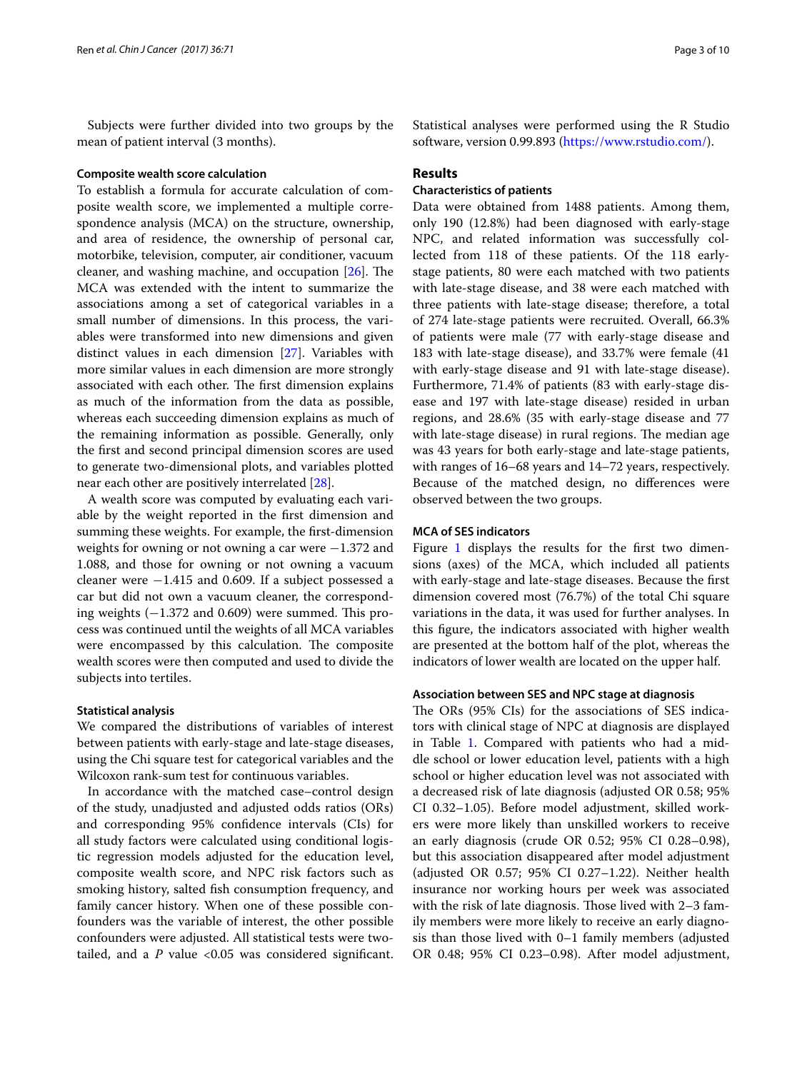Subjects were further divided into two groups by the mean of patient interval (3 months).

#### Composite wealth score calculation

To establish a formula for accurate calculation of composite wealth score, we implemented a multiple correspondence analysis (MCA) on the structure, ownership, and area of residence, the ownership of personal car, motorbike, television, computer, air conditioner, vacuum cleaner, and washing machine, and occupation [26]. The MCA was extended with the intent to summarize the associations among a set of categorical variables in a small number of dimensions. In this process, the variables were transformed into new dimensions and given distinct values in each dimension [27]. Variables with more similar values in each dimension are more strongly associated with each other. The first dimension explains as much of the information from the data as possible, whereas each succeeding dimension explains as much of the remaining information as possible. Generally, only the first and second principal dimension scores are used to generate two-dimensional plots, and variables plotted near each other are positively interrelated [28].

A wealth score was computed by evaluating each variable by the weight reported in the first dimension and summing these weights. For example, the first-dimension weights for owning or not owning a car were −1.372 and 1.088, and those for owning or not owning a vacuum cleaner were −1.415 and 0.609. If a subject possessed a car but did not own a vacuum cleaner, the corresponding weights (−1.372 and 0.609) were summed. This process was continued until the weights of all MCA variables were encompassed by this calculation. The composite wealth scores were then computed and used to divide the subjects into tertiles.

#### Statistical analysis

We compared the distributions of variables of interest between patients with early-stage and late-stage diseases, using the Chi square test for categorical variables and the Wilcoxon rank-sum test for continuous variables.

In accordance with the matched case–control design of the study, unadjusted and adjusted odds ratios (ORs) and corresponding 95% confidence intervals (CIs) for all study factors were calculated using conditional logistic regression models adjusted for the education level, composite wealth score, and NPC risk factors such as smoking history, salted fish consumption frequency, and family cancer history. When one of these possible confounders was the variable of interest, the other possible confounders were adjusted. All statistical tests were two-tailed, and a $P$ value <0.05 was considered significant. Statistical analyses were performed using the R Studio software, version 0.99.893 (https://www.rstudio.com/).

## Results

#### Characteristics of patients

Data were obtained from 1488 patients. Among them, only 190 (12.8%) had been diagnosed with early-stage NPC, and related information was successfully collected from 118 of these patients. Of the 118 early-stage patients, 80 were each matched with two patients with late-stage disease, and 38 were each matched with three patients with late-stage disease; therefore, a total of 274 late-stage patients were recruited. Overall, 66.3% of patients were male (77 with early-stage disease and 183 with late-stage disease), and 33.7% were female (41 with early-stage disease and 91 with late-stage disease). Furthermore, 71.4% of patients (83 with early-stage disease and 197 with late-stage disease) resided in urban regions, and 28.6% (35 with early-stage disease and 77 with late-stage disease) in rural regions. The median age was 43 years for both early-stage and late-stage patients, with ranges of 16–68 years and 14–72 years, respectively. Because of the matched design, no differences were observed between the two groups.

#### MCA of SES indicators

Figure 1 displays the results for the first two dimensions (axes) of the MCA, which included all patients with early-stage and late-stage diseases. Because the first dimension covered most (76.7%) of the total Chi square variations in the data, it was used for further analyses. In this figure, the indicators associated with higher wealth are presented at the bottom half of the plot, whereas the indicators of lower wealth are located on the upper half.

#### Association between SES and NPC stage at diagnosis

The ORs (95% CIs) for the associations of SES indicators with clinical stage of NPC at diagnosis are displayed in Table 1. Compared with patients who had a middle school or lower education level, patients with a high school or higher education level was not associated with a decreased risk of late diagnosis (adjusted OR 0.58; 95% CI 0.32–1.05). Before model adjustment, skilled workers were more likely than unskilled workers to receive an early diagnosis (crude OR 0.52; 95% CI 0.28–0.98), but this association disappeared after model adjustment (adjusted OR 0.57; 95% CI 0.27–1.22). Neither health insurance nor working hours per week was associated with the risk of late diagnosis. Those lived with 2–3 family members were more likely to receive an early diagnosis than those lived with 0–1 family members (adjusted OR 0.48; 95% CI 0.23–0.98). After model adjustment,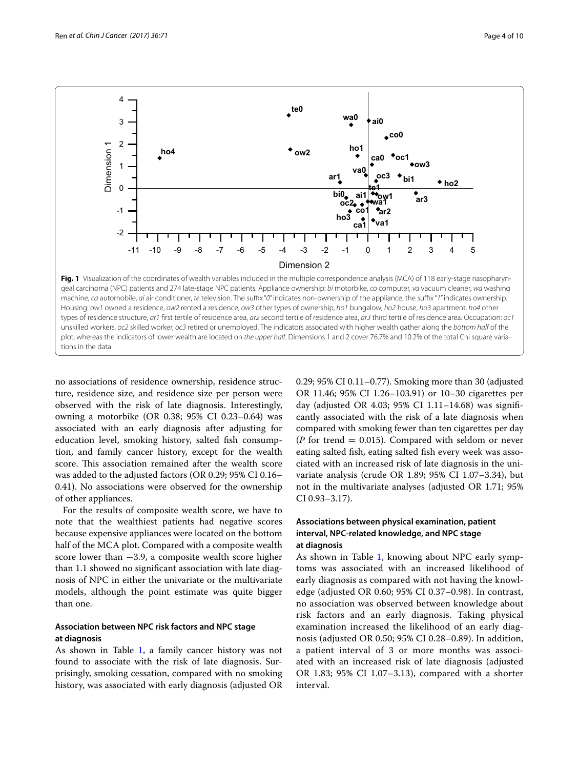**Fig. 1** Visualization of the coordinates of wealth variables included in the multiple correspondence analysis (MCA) of 118 early-stage nasopharyngeal carcinoma (NPC) patients and 274 late-stage NPC patients. Appliance ownership: *bi* motorbike, *co* computer, *va* vacuum cleaner, *wa* washing machine, *ca* automobile, *ai* air conditioner, *te* television. The suffix "*0*" indicates non-ownership of the appliance; the suffix "*1*" indicates ownership. Housing: *ow1* owned a residence, *ow2* rented a residence, *ow3* other types of ownership, *ho1* bungalow, *ho2* house, *ho3* apartment, *ho4* other types of residence structure, *ar1* first tertile of residence area, *ar2* second tertile of residence area, *ar3* third tertile of residence area. Occupation: *oc1* unskilled workers, *oc2* skilled worker, *oc3* retired or unemployed. The indicators associated with higher wealth gather along the *bottom half* of the plot, whereas the indicators of lower wealth are located on *the upper half*. Dimensions 1 and 2 cover 76.7% and 10.2% of the total Chi square variations in the data

no associations of residence ownership, residence structure, residence size, and residence size per person were observed with the risk of late diagnosis. Interestingly, owning a motorbike (OR 0.38; 95% CI 0.23–0.64) was associated with an early diagnosis after adjusting for education level, smoking history, salted fish consumption, and family cancer history, except for the wealth score. This association remained after the wealth score was added to the adjusted factors (OR 0.29; 95% CI 0.16–0.41). No associations were observed for the ownership of other appliances.

For the results of composite wealth score, we have to note that the wealthiest patients had negative scores because expensive appliances were located on the bottom half of the MCA plot. Compared with a composite wealth score lower than −3.9, a composite wealth score higher than 1.1 showed no significant association with late diagnosis of NPC in either the univariate or the multivariate models, although the point estimate was quite bigger than one.

### Association between NPC risk factors and NPC stage at diagnosis

As shown in Table 1, a family cancer history was not found to associate with the risk of late diagnosis. Surprisingly, smoking cessation, compared with no smoking history, was associated with early diagnosis (adjusted OR 0.29; 95% CI 0.11–0.77). Smoking more than 30 (adjusted OR 11.46; 95% CI 1.26–103.91) or 10–30 cigarettes per day (adjusted OR 4.03; 95% CI 1.11–14.68) was significantly associated with the risk of a late diagnosis when compared with smoking fewer than ten cigarettes per day ($P$ for trend = 0.015). Compared with seldom or never eating salted fish, eating salted fish every week was associated with an increased risk of late diagnosis in the univariate analysis (crude OR 1.89; 95% CI 1.07–3.34), but not in the multivariate analyses (adjusted OR 1.71; 95% CI 0.93–3.17).

### Associations between physical examination, patient interval, NPC-related knowledge, and NPC stage at diagnosis

As shown in Table 1, knowing about NPC early symptoms was associated with an increased likelihood of early diagnosis as compared with not having the knowledge (adjusted OR 0.60; 95% CI 0.37–0.98). In contrast, no association was observed between knowledge about risk factors and an early diagnosis. Taking physical examination increased the likelihood of an early diagnosis (adjusted OR 0.50; 95% CI 0.28–0.89). In addition, a patient interval of 3 or more months was associated with an increased risk of late diagnosis (adjusted OR 1.83; 95% CI 1.07–3.13), compared with a shorter interval.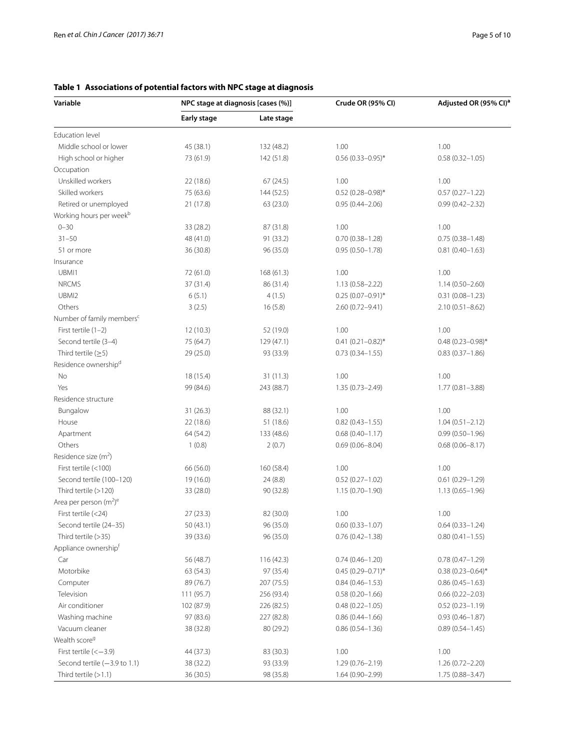**Table 1 Associations of potential factors with NPC stage at diagnosis**

| Variable | NPC stage at diagnosis [cases (%)] | | Crude OR (95% CI) | Adjusted OR (95% CI)[a] |
|---|---|---|---|---|
| | Early stage | Late stage | | |
| Education level | | | | |
| Middle school or lower | 45 (38.1) | 132 (48.2) | 1.00 | 1.00 |
| High school or higher | 73 (61.9) | 142 (51.8) | 0.56 (0.33–0.95)* | 0.58 (0.32–1.05) |
| Occupation | | | | |
| Unskilled workers | 22 (18.6) | 67 (24.5) | 1.00 | 1.00 |
| Skilled workers | 75 (63.6) | 144 (52.5) | 0.52 (0.28–0.98)* | 0.57 (0.27–1.22) |
| Retired or unemployed | 21 (17.8) | 63 (23.0) | 0.95 (0.44–2.06) | 0.99 (0.42–2.32) |
| Working hours per week[b] | | | | |
| 0–30 | 33 (28.2) | 87 (31.8) | 1.00 | 1.00 |
| 31–50 | 48 (41.0) | 91 (33.2) | 0.70 (0.38–1.28) | 0.75 (0.38–1.48) |
| 51 or more | 36 (30.8) | 96 (35.0) | 0.95 (0.50–1.78) | 0.81 (0.40–1.63) |
| Insurance | | | | |
| UBMI1 | 72 (61.0) | 168 (61.3) | 1.00 | 1.00 |
| NRCMS | 37 (31.4) | 86 (31.4) | 1.13 (0.58–2.22) | 1.14 (0.50–2.60) |
| UBMI2 | 6 (5.1) | 4 (1.5) | 0.25 (0.07–0.91)* | 0.31 (0.08–1.23) |
| Others | 3 (2.5) | 16 (5.8) | 2.60 (0.72–9.41) | 2.10 (0.51–8.62) |
| Number of family members[c] | | | | |
| First tertile (1–2) | 12 (10.3) | 52 (19.0) | 1.00 | 1.00 |
| Second tertile (3–4) | 75 (64.7) | 129 (47.1) | 0.41 (0.21–0.82)* | 0.48 (0.23–0.98)* |
| Third tertile (≥5) | 29 (25.0) | 93 (33.9) | 0.73 (0.34–1.55) | 0.83 (0.37–1.86) |
| Residence ownership[d] | | | | |
| No | 18 (15.4) | 31 (11.3) | 1.00 | 1.00 |
| Yes | 99 (84.6) | 243 (88.7) | 1.35 (0.73–2.49) | 1.77 (0.81–3.88) |
| Residence structure | | | | |
| Bungalow | 31 (26.3) | 88 (32.1) | 1.00 | 1.00 |
| House | 22 (18.6) | 51 (18.6) | 0.82 (0.43–1.55) | 1.04 (0.51–2.12) |
| Apartment | 64 (54.2) | 133 (48.6) | 0.68 (0.40–1.17) | 0.99 (0.50–1.96) |
| Others | 1 (0.8) | 2 (0.7) | 0.69 (0.06–8.04) | 0.68 (0.06–8.17) |
| Residence size ($m^2$) | | | | |
| First tertile (<100) | 66 (56.0) | 160 (58.4) | 1.00 | 1.00 |
| Second tertile (100–120) | 19 (16.0) | 24 (8.8) | 0.52 (0.27–1.02) | 0.61 (0.29–1.29) |
| Third tertile (>120) | 33 (28.0) | 90 (32.8) | 1.15 (0.70–1.90) | 1.13 (0.65–1.96) |
| Area per person ($m^2$)[e] | | | | |
| First tertile (<24) | 27 (23.3) | 82 (30.0) | 1.00 | 1.00 |
| Second tertile (24–35) | 50 (43.1) | 96 (35.0) | 0.60 (0.33–1.07) | 0.64 (0.33–1.24) |
| Third tertile (>35) | 39 (33.6) | 96 (35.0) | 0.76 (0.42–1.38) | 0.80 (0.41–1.55) |
| Appliance ownership[f] | | | | |
| Car | 56 (48.7) | 116 (42.3) | 0.74 (0.46–1.20) | 0.78 (0.47–1.29) |
| Motorbike | 63 (54.3) | 97 (35.4) | 0.45 (0.29–0.71)* | 0.38 (0.23–0.64)* |
| Computer | 89 (76.7) | 207 (75.5) | 0.84 (0.46–1.53) | 0.86 (0.45–1.63) |
| Television | 111 (95.7) | 256 (93.4) | 0.58 (0.20–1.66) | 0.66 (0.22–2.03) |
| Air conditioner | 102 (87.9) | 226 (82.5) | 0.48 (0.22–1.05) | 0.52 (0.23–1.19) |
| Washing machine | 97 (83.6) | 227 (82.8) | 0.86 (0.44–1.66) | 0.93 (0.46–1.87) |
| Vacuum cleaner | 38 (32.8) | 80 (29.2) | 0.86 (0.54–1.36) | 0.89 (0.54–1.45) |
| Wealth score[g] | | | | |
| First tertile (<−3.9) | 44 (37.3) | 83 (30.3) | 1.00 | 1.00 |
| Second tertile (−3.9 to 1.1) | 38 (32.2) | 93 (33.9) | 1.29 (0.76–2.19) | 1.26 (0.72–2.20) |
| Third tertile (>1.1) | 36 (30.5) | 98 (35.8) | 1.64 (0.90–2.99) | 1.75 (0.88–3.47) |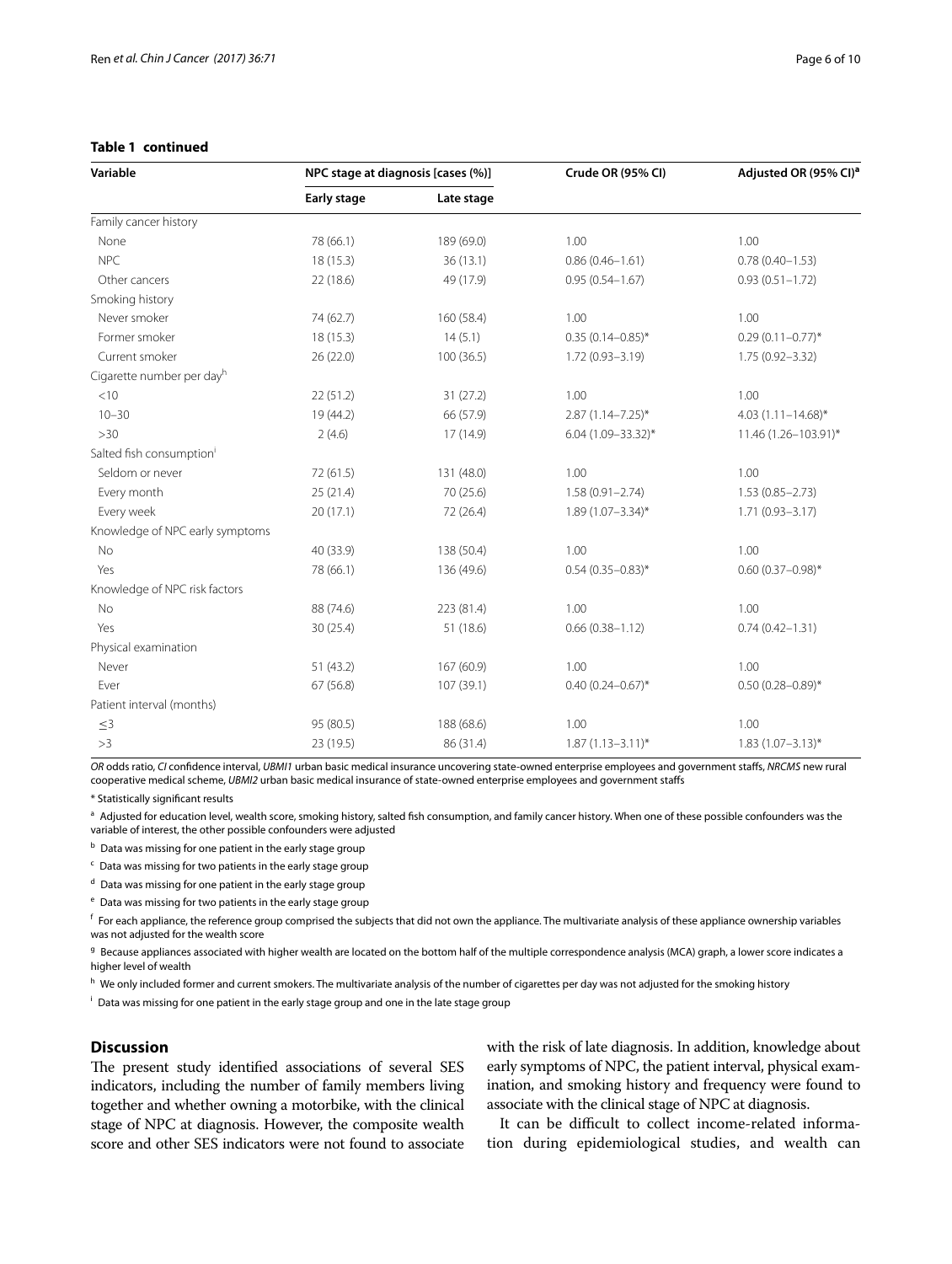**Table 1 continued**

| Variable | NPC stage at diagnosis [cases (%)] | | Crude OR (95% CI) | Adjusted OR (95% CI)[a] |
|---|---|---|---|---|
| | Early stage | Late stage | | |
| Family cancer history | | | | |
| None | 78 (66.1) | 189 (69.0) | 1.00 | 1.00 |
| NPC | 18 (15.3) | 36 (13.1) | 0.86 (0.46–1.61) | 0.78 (0.40–1.53) |
| Other cancers | 22 (18.6) | 49 (17.9) | 0.95 (0.54–1.67) | 0.93 (0.51–1.72) |
| Smoking history | | | | |
| Never smoker | 74 (62.7) | 160 (58.4) | 1.00 | 1.00 |
| Former smoker | 18 (15.3) | 14 (5.1) | 0.35 (0.14–0.85)* | 0.29 (0.11–0.77)* |
| Current smoker | 26 (22.0) | 100 (36.5) | 1.72 (0.93–3.19) | 1.75 (0.92–3.32) |
| Cigarette number per day[h] | | | | |
| <10 | 22 (51.2) | 31 (27.2) | 1.00 | 1.00 |
| 10–30 | 19 (44.2) | 66 (57.9) | 2.87 (1.14–7.25)* | 4.03 (1.11–14.68)* |
| >30 | 2 (4.6) | 17 (14.9) | 6.04 (1.09–33.32)* | 11.46 (1.26–103.91)* |
| Salted fish consumption[i] | | | | |
| Seldom or never | 72 (61.5) | 131 (48.0) | 1.00 | 1.00 |
| Every month | 25 (21.4) | 70 (25.6) | 1.58 (0.91–2.74) | 1.53 (0.85–2.73) |
| Every week | 20 (17.1) | 72 (26.4) | 1.89 (1.07–3.34)* | 1.71 (0.93–3.17) |
| Knowledge of NPC early symptoms | | | | |
| No | 40 (33.9) | 138 (50.4) | 1.00 | 1.00 |
| Yes | 78 (66.1) | 136 (49.6) | 0.54 (0.35–0.83)* | 0.60 (0.37–0.98)* |
| Knowledge of NPC risk factors | | | | |
| No | 88 (74.6) | 223 (81.4) | 1.00 | 1.00 |
| Yes | 30 (25.4) | 51 (18.6) | 0.66 (0.38–1.12) | 0.74 (0.42–1.31) |
| Physical examination | | | | |
| Never | 51 (43.2) | 167 (60.9) | 1.00 | 1.00 |
| Ever | 67 (56.8) | 107 (39.1) | 0.40 (0.24–0.67)* | 0.50 (0.28–0.89)* |
| Patient interval (months) | | | | |
| ≤3 | 95 (80.5) | 188 (68.6) | 1.00 | 1.00 |
| >3 | 23 (19.5) | 86 (31.4) | 1.87 (1.13–3.11)* | 1.83 (1.07–3.13)* |

*OR* odds ratio, *CI* confidence interval, *UBMI1* urban basic medical insurance uncovering state-owned enterprise employees and government staffs, *NRCMS* new rural cooperative medical scheme, *UBMI2* urban basic medical insurance of state-owned enterprise employees and government staffs

* Statistically significant results

[a] Adjusted for education level, wealth score, smoking history, salted fish consumption, and family cancer history. When one of these possible confounders was the variable of interest, the other possible confounders were adjusted

[b] Data was missing for one patient in the early stage group

[c] Data was missing for two patients in the early stage group

[d] Data was missing for one patient in the early stage group

[e] Data was missing for two patients in the early stage group

[f] For each appliance, the reference group comprised the subjects that did not own the appliance. The multivariate analysis of these appliance ownership variables was not adjusted for the wealth score

[g] Because appliances associated with higher wealth are located on the bottom half of the multiple correspondence analysis (MCA) graph, a lower score indicates a higher level of wealth

[h] We only included former and current smokers. The multivariate analysis of the number of cigarettes per day was not adjusted for the smoking history

[i] Data was missing for one patient in the early stage group and one in the late stage group

## Discussion

The present study identified associations of several SES indicators, including the number of family members living together and whether owning a motorbike, with the clinical stage of NPC at diagnosis. However, the composite wealth score and other SES indicators were not found to associate with the risk of late diagnosis. In addition, knowledge about early symptoms of NPC, the patient interval, physical examination, and smoking history and frequency were found to associate with the clinical stage of NPC at diagnosis.

It can be difficult to collect income-related information during epidemiological studies, and wealth can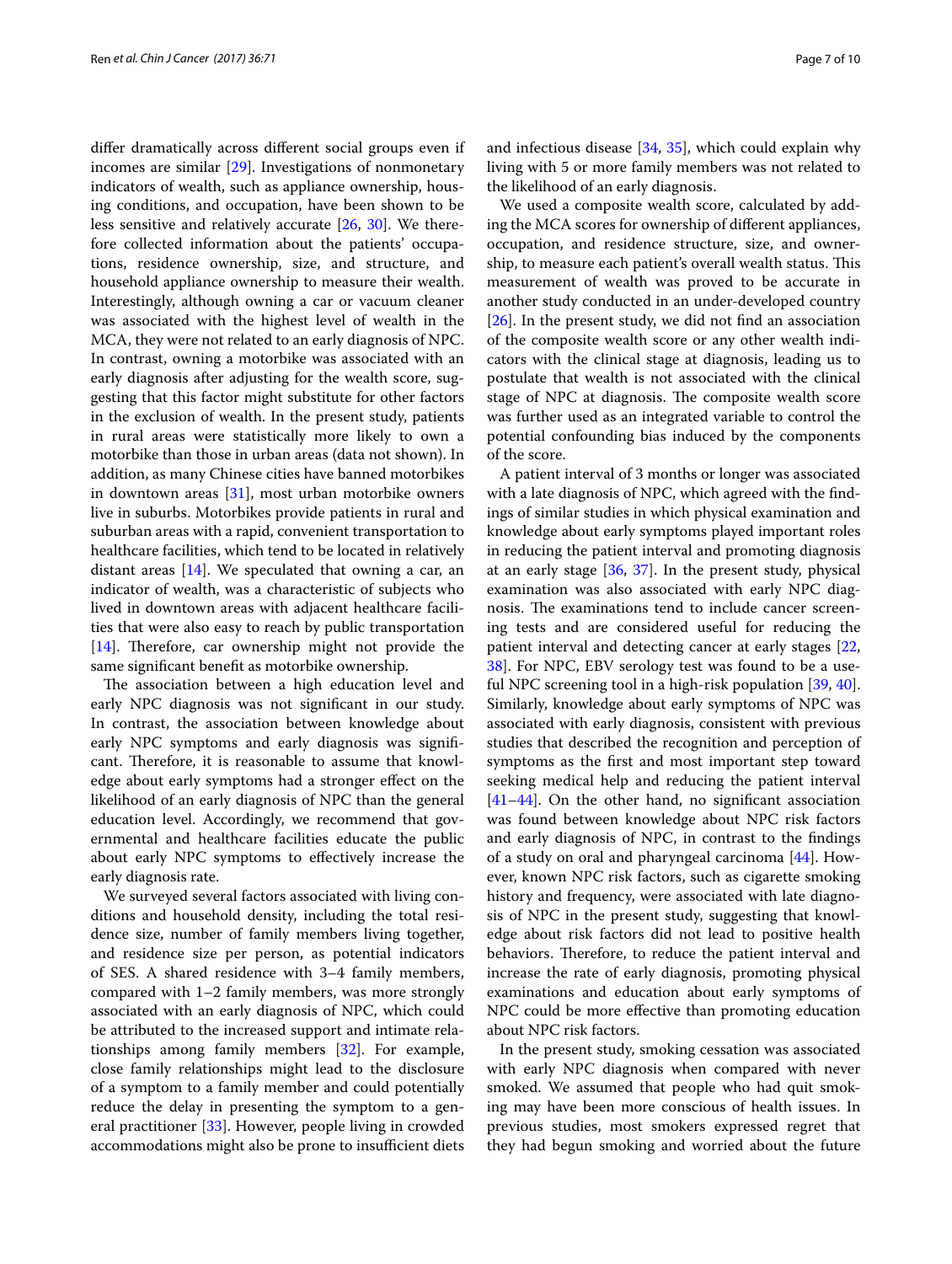differ dramatically across different social groups even if incomes are similar [29]. Investigations of nonmonetary indicators of wealth, such as appliance ownership, housing conditions, and occupation, have been shown to be less sensitive and relatively accurate [26, 30]. We therefore collected information about the patients' occupations, residence ownership, size, and structure, and household appliance ownership to measure their wealth. Interestingly, although owning a car or vacuum cleaner was associated with the highest level of wealth in the MCA, they were not related to an early diagnosis of NPC. In contrast, owning a motorbike was associated with an early diagnosis after adjusting for the wealth score, suggesting that this factor might substitute for other factors in the exclusion of wealth. In the present study, patients in rural areas were statistically more likely to own a motorbike than those in urban areas (data not shown). In addition, as many Chinese cities have banned motorbikes in downtown areas [31], most urban motorbike owners live in suburbs. Motorbikes provide patients in rural and suburban areas with a rapid, convenient transportation to healthcare facilities, which tend to be located in relatively distant areas [14]. We speculated that owning a car, an indicator of wealth, was a characteristic of subjects who lived in downtown areas with adjacent healthcare facilities that were also easy to reach by public transportation [14]. Therefore, car ownership might not provide the same significant benefit as motorbike ownership.

The association between a high education level and early NPC diagnosis was not significant in our study. In contrast, the association between knowledge about early NPC symptoms and early diagnosis was significant. Therefore, it is reasonable to assume that knowledge about early symptoms had a stronger effect on the likelihood of an early diagnosis of NPC than the general education level. Accordingly, we recommend that governmental and healthcare facilities educate the public about early NPC symptoms to effectively increase the early diagnosis rate.

We surveyed several factors associated with living conditions and household density, including the total residence size, number of family members living together, and residence size per person, as potential indicators of SES. A shared residence with 3–4 family members, compared with 1–2 family members, was more strongly associated with an early diagnosis of NPC, which could be attributed to the increased support and intimate relationships among family members [32]. For example, close family relationships might lead to the disclosure of a symptom to a family member and could potentially reduce the delay in presenting the symptom to a general practitioner [33]. However, people living in crowded accommodations might also be prone to insufficient diets and infectious disease [34, 35], which could explain why living with 5 or more family members was not related to the likelihood of an early diagnosis.

We used a composite wealth score, calculated by adding the MCA scores for ownership of different appliances, occupation, and residence structure, size, and ownership, to measure each patient's overall wealth status. This measurement of wealth was proved to be accurate in another study conducted in an under-developed country [26]. In the present study, we did not find an association of the composite wealth score or any other wealth indicators with the clinical stage at diagnosis, leading us to postulate that wealth is not associated with the clinical stage of NPC at diagnosis. The composite wealth score was further used as an integrated variable to control the potential confounding bias induced by the components of the score.

A patient interval of 3 months or longer was associated with a late diagnosis of NPC, which agreed with the findings of similar studies in which physical examination and knowledge about early symptoms played important roles in reducing the patient interval and promoting diagnosis at an early stage [36, 37]. In the present study, physical examination was also associated with early NPC diagnosis. The examinations tend to include cancer screening tests and are considered useful for reducing the patient interval and detecting cancer at early stages [22, 38]. For NPC, EBV serology test was found to be a useful NPC screening tool in a high-risk population [39, 40]. Similarly, knowledge about early symptoms of NPC was associated with early diagnosis, consistent with previous studies that described the recognition and perception of symptoms as the first and most important step toward seeking medical help and reducing the patient interval [41–44]. On the other hand, no significant association was found between knowledge about NPC risk factors and early diagnosis of NPC, in contrast to the findings of a study on oral and pharyngeal carcinoma [44]. However, known NPC risk factors, such as cigarette smoking history and frequency, were associated with late diagnosis of NPC in the present study, suggesting that knowledge about risk factors did not lead to positive health behaviors. Therefore, to reduce the patient interval and increase the rate of early diagnosis, promoting physical examinations and education about early symptoms of NPC could be more effective than promoting education about NPC risk factors.

In the present study, smoking cessation was associated with early NPC diagnosis when compared with never smoked. We assumed that people who had quit smoking may have been more conscious of health issues. In previous studies, most smokers expressed regret that they had begun smoking and worried about the future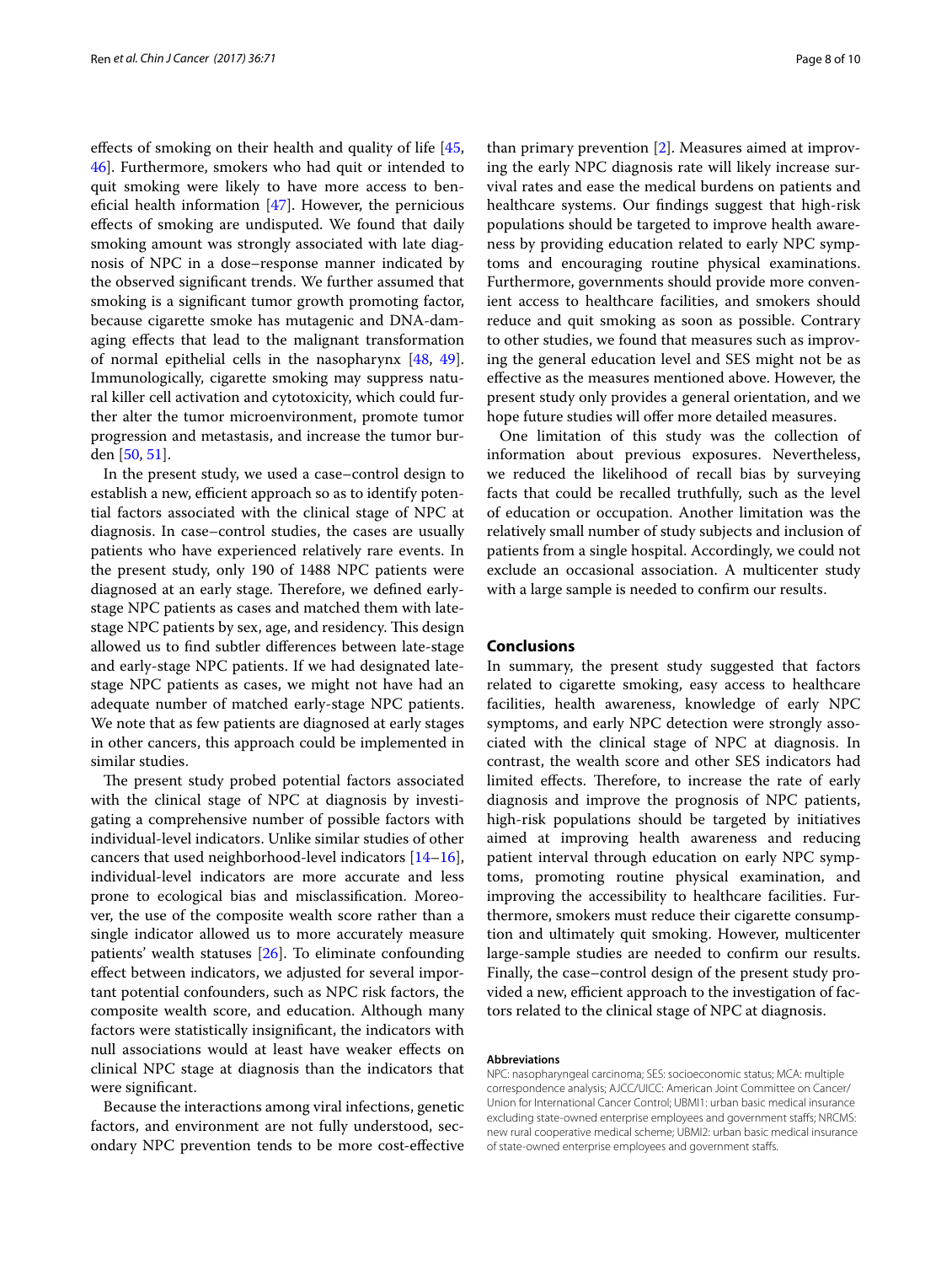effects of smoking on their health and quality of life [45, 46]. Furthermore, smokers who had quit or intended to quit smoking were likely to have more access to beneficial health information [47]. However, the pernicious effects of smoking are undisputed. We found that daily smoking amount was strongly associated with late diagnosis of NPC in a dose–response manner indicated by the observed significant trends. We further assumed that smoking is a significant tumor growth promoting factor, because cigarette smoke has mutagenic and DNA-damaging effects that lead to the malignant transformation of normal epithelial cells in the nasopharynx [48, 49]. Immunologically, cigarette smoking may suppress natural killer cell activation and cytotoxicity, which could further alter the tumor microenvironment, promote tumor progression and metastasis, and increase the tumor burden [50, 51].

In the present study, we used a case–control design to establish a new, efficient approach so as to identify potential factors associated with the clinical stage of NPC at diagnosis. In case–control studies, the cases are usually patients who have experienced relatively rare events. In the present study, only 190 of 1488 NPC patients were diagnosed at an early stage. Therefore, we defined early-stage NPC patients as cases and matched them with late-stage NPC patients by sex, age, and residency. This design allowed us to find subtler differences between late-stage and early-stage NPC patients. If we had designated late-stage NPC patients as cases, we might not have had an adequate number of matched early-stage NPC patients. We note that as few patients are diagnosed at early stages in other cancers, this approach could be implemented in similar studies.

The present study probed potential factors associated with the clinical stage of NPC at diagnosis by investigating a comprehensive number of possible factors with individual-level indicators. Unlike similar studies of other cancers that used neighborhood-level indicators [14–16], individual-level indicators are more accurate and less prone to ecological bias and misclassification. Moreover, the use of the composite wealth score rather than a single indicator allowed us to more accurately measure patients' wealth statuses [26]. To eliminate confounding effect between indicators, we adjusted for several important potential confounders, such as NPC risk factors, the composite wealth score, and education. Although many factors were statistically insignificant, the indicators with null associations would at least have weaker effects on clinical NPC stage at diagnosis than the indicators that were significant.

Because the interactions among viral infections, genetic factors, and environment are not fully understood, secondary NPC prevention tends to be more cost-effective than primary prevention [2]. Measures aimed at improving the early NPC diagnosis rate will likely increase survival rates and ease the medical burdens on patients and healthcare systems. Our findings suggest that high-risk populations should be targeted to improve health awareness by providing education related to early NPC symptoms and encouraging routine physical examinations. Furthermore, governments should provide more convenient access to healthcare facilities, and smokers should reduce and quit smoking as soon as possible. Contrary to other studies, we found that measures such as improving the general education level and SES might not be as effective as the measures mentioned above. However, the present study only provides a general orientation, and we hope future studies will offer more detailed measures.

One limitation of this study was the collection of information about previous exposures. Nevertheless, we reduced the likelihood of recall bias by surveying facts that could be recalled truthfully, such as the level of education or occupation. Another limitation was the relatively small number of study subjects and inclusion of patients from a single hospital. Accordingly, we could not exclude an occasional association. A multicenter study with a large sample is needed to confirm our results.

## Conclusions

In summary, the present study suggested that factors related to cigarette smoking, easy access to healthcare facilities, health awareness, knowledge of early NPC symptoms, and early NPC detection were strongly associated with the clinical stage of NPC at diagnosis. In contrast, the wealth score and other SES indicators had limited effects. Therefore, to increase the rate of early diagnosis and improve the prognosis of NPC patients, high-risk populations should be targeted by initiatives aimed at improving health awareness and reducing patient interval through education on early NPC symptoms, promoting routine physical examination, and improving the accessibility to healthcare facilities. Furthermore, smokers must reduce their cigarette consumption and ultimately quit smoking. However, multicenter large-sample studies are needed to confirm our results. Finally, the case–control design of the present study provided a new, efficient approach to the investigation of factors related to the clinical stage of NPC at diagnosis.

#### Abbreviations

NPC: nasopharyngeal carcinoma; SES: socioeconomic status; MCA: multiple correspondence analysis; AJCC/UICC: American Joint Committee on Cancer/Union for International Cancer Control; UBMI1: urban basic medical insurance excluding state-owned enterprise employees and government staffs; NRCMS: new rural cooperative medical scheme; UBMI2: urban basic medical insurance of state-owned enterprise employees and government staffs.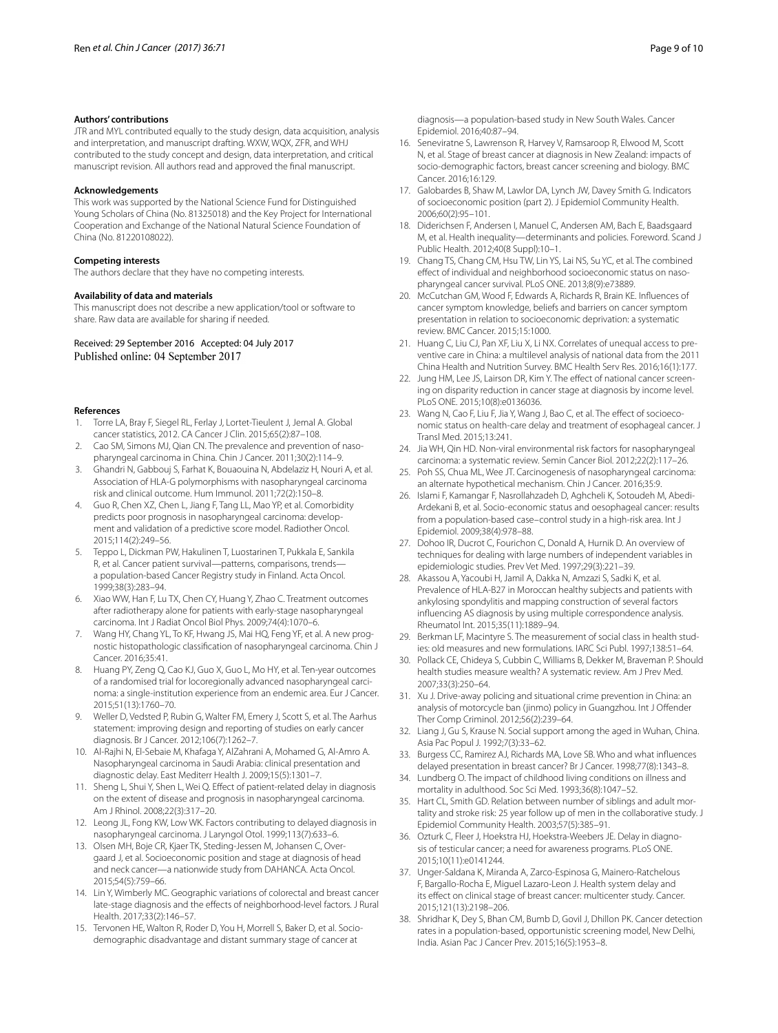#### Authors' contributions

JTR and MYL contributed equally to the study design, data acquisition, analysis and interpretation, and manuscript drafting. WXW, WQX, ZFR, and WHJ contributed to the study concept and design, data interpretation, and critical manuscript revision. All authors read and approved the final manuscript.

#### Acknowledgements

This work was supported by the National Science Fund for Distinguished Young Scholars of China (No. 81325018) and the Key Project for International Cooperation and Exchange of the National Natural Science Foundation of China (No. 81220108022).

#### Competing interests

The authors declare that they have no competing interests.

#### Availability of data and materials

This manuscript does not describe a new application/tool or software to share. Raw data are available for sharing if needed.

Received: 29 September 2016 Accepted: 04 July 2017
Published online: 04 September 2017

#### References

1. Torre LA, Bray F, Siegel RL, Ferlay J, Lortet-Tieulent J, Jemal A. Global cancer statistics, 2012. CA Cancer J Clin. 2015;65(2):87–108.
2. Cao SM, Simons MJ, Qian CN. The prevalence and prevention of nasopharyngeal carcinoma in China. Chin J Cancer. 2011;30(2):114–9.
3. Ghandri N, Gabbouj S, Farhat K, Bouaouina N, Abdelaziz H, Nouri A, et al. Association of HLA-G polymorphisms with nasopharyngeal carcinoma risk and clinical outcome. Hum Immunol. 2011;72(2):150–8.
4. Guo R, Chen XZ, Chen L, Jiang F, Tang LL, Mao YP, et al. Comorbidity predicts poor prognosis in nasopharyngeal carcinoma: development and validation of a predictive score model. Radiother Oncol. 2015;114(2):249–56.
5. Teppo L, Dickman PW, Hakulinen T, Luostarinen T, Pukkala E, Sankila R, et al. Cancer patient survival—patterns, comparisons, trends—a population-based Cancer Registry study in Finland. Acta Oncol. 1999;38(3):283–94.
6. Xiao WW, Han F, Lu TX, Chen CY, Huang Y, Zhao C. Treatment outcomes after radiotherapy alone for patients with early-stage nasopharyngeal carcinoma. Int J Radiat Oncol Biol Phys. 2009;74(4):1070–6.
7. Wang HY, Chang YL, To KF, Hwang JS, Mai HQ, Feng YF, et al. A new prognostic histopathologic classification of nasopharyngeal carcinoma. Chin J Cancer. 2016;35:41.
8. Huang PY, Zeng Q, Cao KJ, Guo X, Guo L, Mo HY, et al. Ten-year outcomes of a randomised trial for locoregionally advanced nasopharyngeal carcinoma: a single-institution experience from an endemic area. Eur J Cancer. 2015;51(13):1760–70.
9. Weller D, Vedsted P, Rubin G, Walter FM, Emery J, Scott S, et al. The Aarhus statement: improving design and reporting of studies on early cancer diagnosis. Br J Cancer. 2012;106(7):1262–7.
10. Al-Rajhi N, El-Sebaie M, Khafaga Y, AlZahrani A, Mohamed G, Al-Amro A. Nasopharyngeal carcinoma in Saudi Arabia: clinical presentation and diagnostic delay. East Mediterr Health J. 2009;15(5):1301–7.
11. Sheng L, Shui Y, Shen L, Wei Q. Effect of patient-related delay in diagnosis on the extent of disease and prognosis in nasopharyngeal carcinoma. Am J Rhinol. 2008;22(3):317–20.
12. Leong JL, Fong KW, Low WK. Factors contributing to delayed diagnosis in nasopharyngeal carcinoma. J Laryngol Otol. 1999;113(7):633–6.
13. Olsen MH, Boje CR, Kjaer TK, Steding-Jessen M, Johansen C, Overgaard J, et al. Socioeconomic position and stage at diagnosis of head and neck cancer—a nationwide study from DAHANCA. Acta Oncol. 2015;54(5):759–66.
14. Lin Y, Wimberly MC. Geographic variations of colorectal and breast cancer late-stage diagnosis and the effects of neighborhood-level factors. J Rural Health. 2017;33(2):146–57.
15. Tervonen HE, Walton R, Roder D, You H, Morrell S, Baker D, et al. Socio-demographic disadvantage and distant summary stage of cancer at diagnosis—a population-based study in New South Wales. Cancer Epidemiol. 2016;40:87–94.
16. Seneviratne S, Lawrenson R, Harvey V, Ramsaroop R, Elwood M, Scott N, et al. Stage of breast cancer at diagnosis in New Zealand: impacts of socio-demographic factors, breast cancer screening and biology. BMC Cancer. 2016;16:129.
17. Galobardes B, Shaw M, Lawlor DA, Lynch JW, Davey Smith G. Indicators of socioeconomic position (part 2). J Epidemiol Community Health. 2006;60(2):95–101.
18. Diderichsen F, Andersen I, Manuel C, Andersen AM, Bach E, Baadsgaard M, et al. Health inequality—determinants and policies. Foreword. Scand J Public Health. 2012;40(8 Suppl):10–1.
19. Chang TS, Chang CM, Hsu TW, Lin YS, Lai NS, Su YC, et al. The combined effect of individual and neighborhood socioeconomic status on nasopharyngeal cancer survival. PLoS ONE. 2013;8(9):e73889.
20. McCutchan GM, Wood F, Edwards A, Richards R, Brain KE. Influences of cancer symptom knowledge, beliefs and barriers on cancer symptom presentation in relation to socioeconomic deprivation: a systematic review. BMC Cancer. 2015;15:1000.
21. Huang C, Liu CJ, Pan XF, Liu X, Li NX. Correlates of unequal access to preventive care in China: a multilevel analysis of national data from the 2011 China Health and Nutrition Survey. BMC Health Serv Res. 2016;16(1):177.
22. Jung HM, Lee JS, Lairson DR, Kim Y. The effect of national cancer screening on disparity reduction in cancer stage at diagnosis by income level. PLoS ONE. 2015;10(8):e0136036.
23. Wang N, Cao F, Liu F, Jia Y, Wang J, Bao C, et al. The effect of socioeconomic status on health-care delay and treatment of esophageal cancer. J Transl Med. 2015;13:241.
24. Jia WH, Qin HD. Non-viral environmental risk factors for nasopharyngeal carcinoma: a systematic review. Semin Cancer Biol. 2012;22(2):117–26.
25. Poh SS, Chua ML, Wee JT. Carcinogenesis of nasopharyngeal carcinoma: an alternate hypothetical mechanism. Chin J Cancer. 2016;35:9.
26. Islami F, Kamangar F, Nasrollahzadeh D, Aghcheli K, Sotoudeh M, Abedi-Ardekani B, et al. Socio-economic status and oesophageal cancer: results from a population-based case–control study in a high-risk area. Int J Epidemiol. 2009;38(4):978–88.
27. Dohoo IR, Ducrot C, Fourichon C, Donald A, Hurnik D. An overview of techniques for dealing with large numbers of independent variables in epidemiologic studies. Prev Vet Med. 1997;29(3):221–39.
28. Akassou A, Yacoubi H, Jamil A, Dakka N, Amzazi S, Sadki K, et al. Prevalence of HLA-B27 in Moroccan healthy subjects and patients with ankylosing spondylitis and mapping construction of several factors influencing AS diagnosis by using multiple correspondence analysis. Rheumatol Int. 2015;35(11):1889–94.
29. Berkman LF, Macintyre S. The measurement of social class in health studies: old measures and new formulations. IARC Sci Publ. 1997;138:51–64.
30. Pollack CE, Chideya S, Cubbin C, Williams B, Dekker M, Braveman P. Should health studies measure wealth? A systematic review. Am J Prev Med. 2007;33(3):250–64.
31. Xu J. Drive-away policing and situational crime prevention in China: an analysis of motorcycle ban (jinmo) policy in Guangzhou. Int J Offender Ther Comp Criminol. 2012;56(2):239–64.
32. Liang J, Gu S, Krause N. Social support among the aged in Wuhan, China. Asia Pac Popul J. 1992;7(3):33–62.
33. Burgess CC, Ramirez AJ, Richards MA, Love SB. Who and what influences delayed presentation in breast cancer? Br J Cancer. 1998;77(8):1343–8.
34. Lundberg O. The impact of childhood living conditions on illness and mortality in adulthood. Soc Sci Med. 1993;36(8):1047–52.
35. Hart CL, Smith GD. Relation between number of siblings and adult mortality and stroke risk: 25 year follow up of men in the collaborative study. J Epidemiol Community Health. 2003;57(5):385–91.
36. Ozturk C, Fleer J, Hoekstra HJ, Hoekstra-Weebers JE. Delay in diagnosis of testicular cancer; a need for awareness programs. PLoS ONE. 2015;10(11):e0141244.
37. Unger-Saldana K, Miranda A, Zarco-Espinosa G, Mainero-Ratchelous F, Bargallo-Rocha E, Miguel Lazaro-Leon J. Health system delay and its effect on clinical stage of breast cancer: multicenter study. Cancer. 2015;121(13):2198–206.
38. Shridhar K, Dey S, Bhan CM, Bumb D, Govil J, Dhillon PK. Cancer detection rates in a population-based, opportunistic screening model, New Delhi, India. Asian Pac J Cancer Prev. 2015;16(5):1953–8.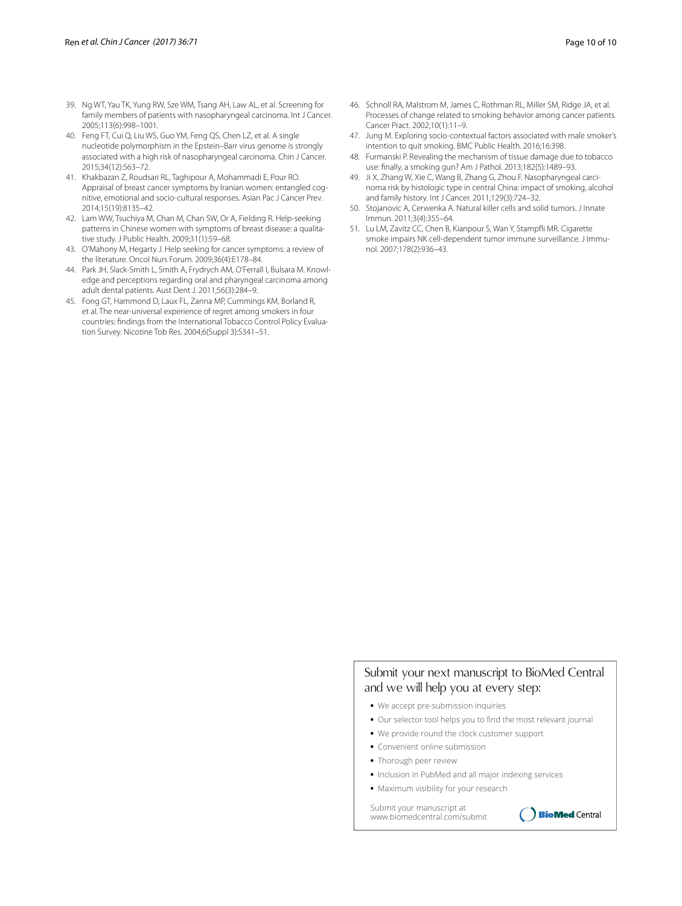39. Ng WT, Yau TK, Yung RW, Sze WM, Tsang AH, Law AL, et al. Screening for family members of patients with nasopharyngeal carcinoma. Int J Cancer. 2005;113(6):998–1001.
40. Feng FT, Cui Q, Liu WS, Guo YM, Feng QS, Chen LZ, et al. A single nucleotide polymorphism in the Epstein–Barr virus genome is strongly associated with a high risk of nasopharyngeal carcinoma. Chin J Cancer. 2015;34(12):563–72.
41. Khakbazan Z, Roudsari RL, Taghipour A, Mohammadi E, Pour RO. Appraisal of breast cancer symptoms by Iranian women: entangled cognitive, emotional and socio-cultural responses. Asian Pac J Cancer Prev. 2014;15(19):8135–42.
42. Lam WW, Tsuchiya M, Chan M, Chan SW, Or A, Fielding R. Help-seeking patterns in Chinese women with symptoms of breast disease: a qualitative study. J Public Health. 2009;31(1):59–68.
43. O'Mahony M, Hegarty J. Help seeking for cancer symptoms: a review of the literature. Oncol Nurs Forum. 2009;36(4):E178–84.
44. Park JH, Slack-Smith L, Smith A, Frydrych AM, O'Ferrall I, Bulsara M. Knowledge and perceptions regarding oral and pharyngeal carcinoma among adult dental patients. Aust Dent J. 2011;56(3):284–9.
45. Fong GT, Hammond D, Laux FL, Zanna MP, Cummings KM, Borland R, et al. The near-universal experience of regret among smokers in four countries: findings from the International Tobacco Control Policy Evaluation Survey. Nicotine Tob Res. 2004;6(Suppl 3):S341–51.
46. Schnoll RA, Malstrom M, James C, Rothman RL, Miller SM, Ridge JA, et al. Processes of change related to smoking behavior among cancer patients. Cancer Pract. 2002;10(1):11–9.
47. Jung M. Exploring socio-contextual factors associated with male smoker's intention to quit smoking. BMC Public Health. 2016;16:398.
48. Furmanski P. Revealing the mechanism of tissue damage due to tobacco use: finally, a smoking gun? Am J Pathol. 2013;182(5):1489–93.
49. Ji X, Zhang W, Xie C, Wang B, Zhang G, Zhou F. Nasopharyngeal carcinoma risk by histologic type in central China: impact of smoking, alcohol and family history. Int J Cancer. 2011;129(3):724–32.
50. Stojanovic A, Cerwenka A. Natural killer cells and solid tumors. J Innate Immun. 2011;3(4):355–64.
51. Lu LM, Zavitz CC, Chen B, Kianpour S, Wan Y, Stampfli MR. Cigarette smoke impairs NK cell-dependent tumor immune surveillance. J Immunol. 2007;178(2):936–43.

Submit your next manuscript to BioMed Central and we will help you at every step:

- We accept pre-submission inquiries
- Our selector tool helps you to find the most relevant journal
- We provide round the clock customer support
- Convenient online submission
- Thorough peer review
- Inclusion in PubMed and all major indexing services
- Maximum visibility for your research

Submit your manuscript at www.biomedcentral.com/submit

BioMed Central